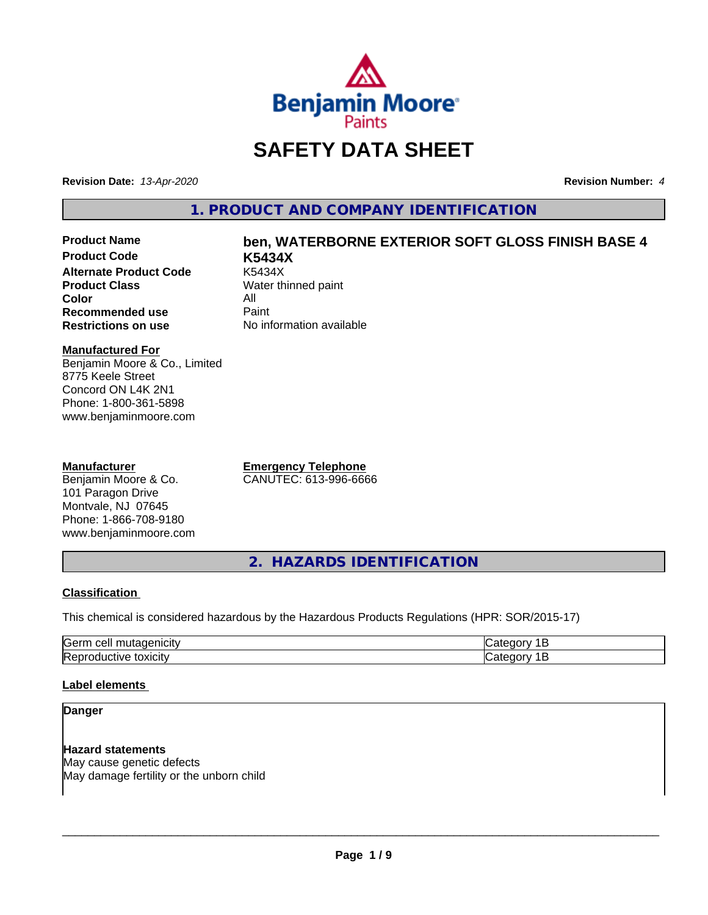# SAFETY DATA SHEET

**Revision Date:** *13-Apr-2020* **Revision Number:** *4*

## 1. PRODUCT AND COMPANY IDENTIFICATION

| | |
|---|---|
| **Product Name** | **ben, WATERBORNE EXTERIOR SOFT GLOSS FINISH BASE 4** |
| **Product Code** | **K5434X** |
| **Alternate Product Code** | K5434X |
| **Product Class** | Water thinned paint |
| **Color** | All |
| **Recommended use** | Paint |
| **Restrictions on use** | No information available |

**Manufactured For**
Benjamin Moore & Co., Limited
8775 Keele Street
Concord ON L4K 2N1
Phone: 1-800-361-5898
www.benjaminmoore.com

**Manufacturer**
Benjamin Moore & Co.
101 Paragon Drive
Montvale, NJ 07645
Phone: 1-866-708-9180
www.benjaminmoore.com

**Emergency Telephone**
CANUTEC: 613-996-6666

## 2. HAZARDS IDENTIFICATION

### Classification

This chemical is considered hazardous by the Hazardous Products Regulations (HPR: SOR/2015-17)

| | |
|---|---|
| Germ cell mutagenicity | Category 1B |
| Reproductive toxicity | Category 1B |

### Label elements

**Danger**

**Hazard statements**
May cause genetic defects
May damage fertility or the unborn child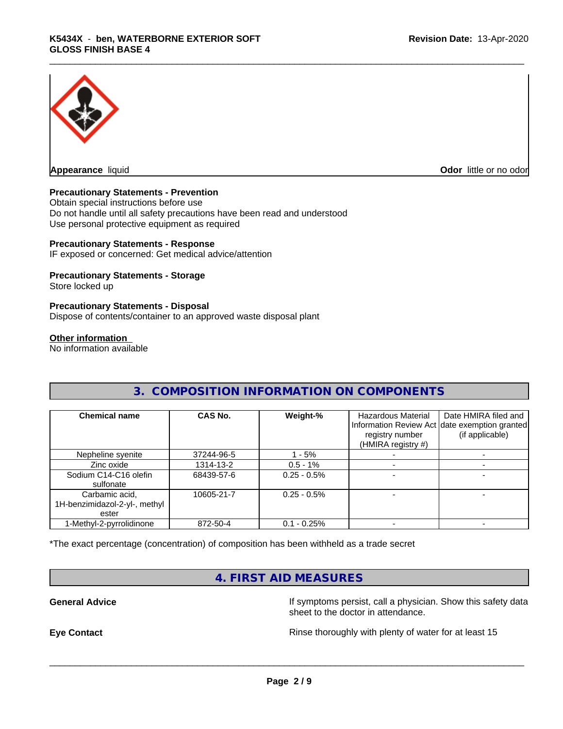**Appearance** liquid **Odor** little or no odor

**Precautionary Statements - Prevention**

Obtain special instructions before use

Do not handle until all safety precautions have been read and understood

Use personal protective equipment as required

**Precautionary Statements - Response**

IF exposed or concerned: Get medical advice/attention

**Precautionary Statements - Storage**

Store locked up

**Precautionary Statements - Disposal**

Dispose of contents/container to an approved waste disposal plant

**Other information**

No information available

## 3. COMPOSITION INFORMATION ON COMPONENTS

| Chemical name | CAS No. | Weight-% | Hazardous Material Information Review Act registry number (HMIRA registry #) | Date HMIRA filed and date exemption granted (if applicable) |
|---|---|---|---|---|
| Nepheline syenite | 37244-96-5 | 1 - 5% | - | - |
| Zinc oxide | 1314-13-2 | 0.5 - 1% | - | - |
| Sodium C14-C16 olefin sulfonate | 68439-57-6 | 0.25 - 0.5% | - | - |
| Carbamic acid, 1H-benzimidazol-2-yl-, methyl ester | 10605-21-7 | 0.25 - 0.5% | - | - |
| 1-Methyl-2-pyrrolidinone | 872-50-4 | 0.1 - 0.25% | - | - |

*The exact percentage (concentration) of composition has been withheld as a trade secret

## 4. FIRST AID MEASURES

**General Advice** If symptoms persist, call a physician. Show this safety data sheet to the doctor in attendance.

**Eye Contact** Rinse thoroughly with plenty of water for at least 15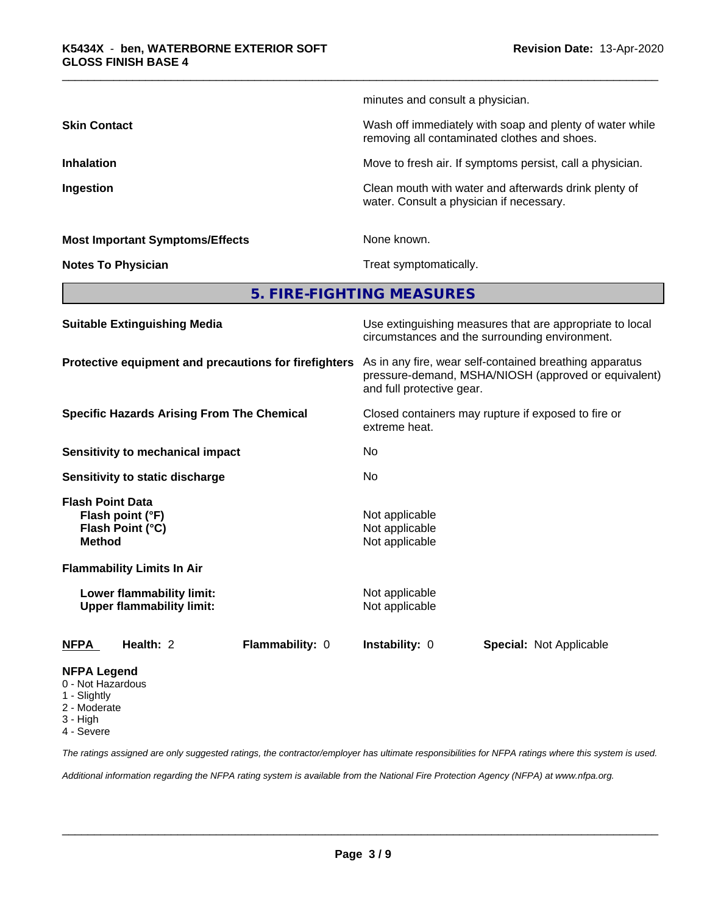minutes and consult a physician.

| | |
|---|---|
| **Skin Contact** | Wash off immediately with soap and plenty of water while removing all contaminated clothes and shoes. |
| **Inhalation** | Move to fresh air. If symptoms persist, call a physician. |
| **Ingestion** | Clean mouth with water and afterwards drink plenty of water. Consult a physician if necessary. |
| **Most Important Symptoms/Effects** | None known. |
| **Notes To Physician** | Treat symptomatically. |

## 5. FIRE-FIGHTING MEASURES

| | |
|---|---|
| **Suitable Extinguishing Media** | Use extinguishing measures that are appropriate to local circumstances and the surrounding environment. |
| **Protective equipment and precautions for firefighters** | As in any fire, wear self-contained breathing apparatus pressure-demand, MSHA/NIOSH (approved or equivalent) and full protective gear. |
| **Specific Hazards Arising From The Chemical** | Closed containers may rupture if exposed to fire or extreme heat. |
| **Sensitivity to mechanical impact** | No |
| **Sensitivity to static discharge** | No |

**Flash Point Data**

| | |
|---|---|
| **Flash point (°F)** | Not applicable |
| **Flash Point (°C)** | Not applicable |
| **Method** | Not applicable |

**Flammability Limits In Air**

| | |
|---|---|
| **Lower flammability limit:** | Not applicable |
| **Upper flammability limit:** | Not applicable |

| **NFPA** | **Health:** 2 | **Flammability:** 0 | **Instability:** 0 | **Special:** Not Applicable |
|---|---|---|---|---|

**NFPA Legend**
- 0 - Not Hazardous
- 1 - Slightly
- 2 - Moderate
- 3 - High
- 4 - Severe

*The ratings assigned are only suggested ratings, the contractor/employer has ultimate responsibilities for NFPA ratings where this system is used.*

*Additional information regarding the NFPA rating system is available from the National Fire Protection Agency (NFPA) at www.nfpa.org.*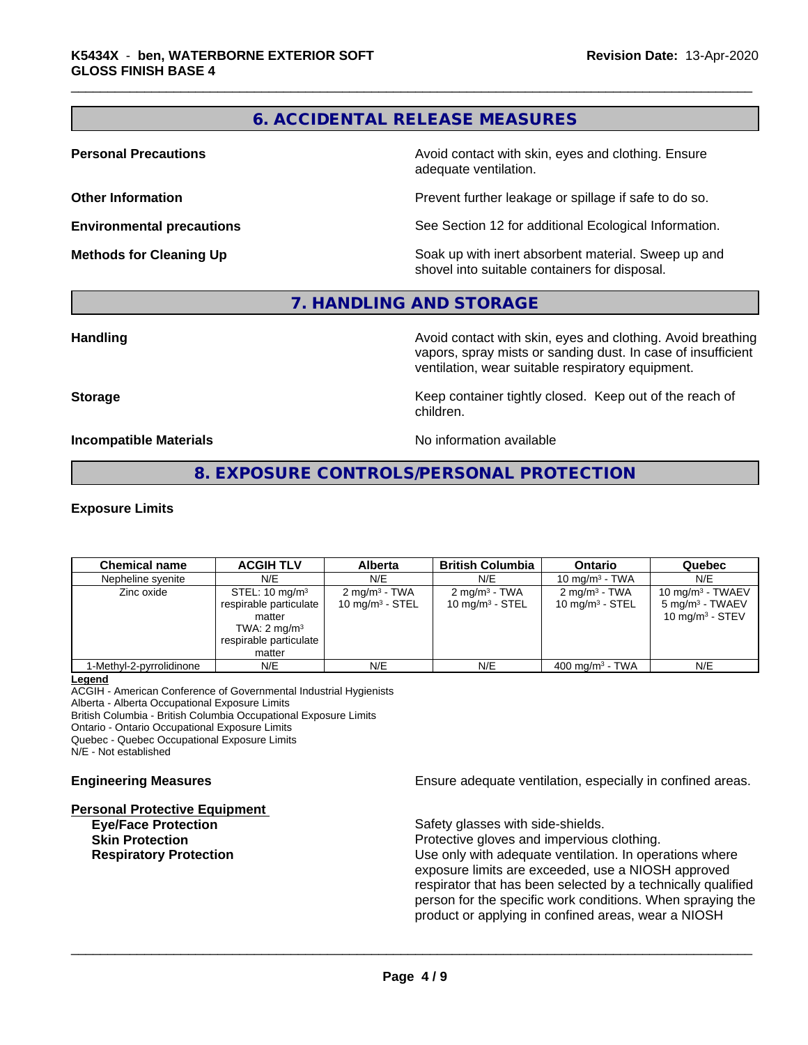## 6. ACCIDENTAL RELEASE MEASURES

**Personal Precautions**
Avoid contact with skin, eyes and clothing. Ensure adequate ventilation.

**Other Information**
Prevent further leakage or spillage if safe to do so.

**Environmental precautions**
See Section 12 for additional Ecological Information.

**Methods for Cleaning Up**
Soak up with inert absorbent material. Sweep up and shovel into suitable containers for disposal.

## 7. HANDLING AND STORAGE

**Handling**
Avoid contact with skin, eyes and clothing. Avoid breathing vapors, spray mists or sanding dust. In case of insufficient ventilation, wear suitable respiratory equipment.

**Storage**
Keep container tightly closed. Keep out of the reach of children.

**Incompatible Materials**
No information available

## 8. EXPOSURE CONTROLS/PERSONAL PROTECTION

### Exposure Limits

| Chemical name | ACGIH TLV | Alberta | British Columbia | Ontario | Quebec |
|---|---|---|---|---|---|
| Nepheline syenite | N/E | N/E | N/E | 10 mg/m³ - TWA | N/E |
| Zinc oxide | STEL: 10 mg/m³ respirable particulate matter TWA: 2 mg/m³ respirable particulate matter | 2 mg/m³ - TWA 10 mg/m³ - STEL | 2 mg/m³ - TWA 10 mg/m³ - STEL | 2 mg/m³ - TWA 10 mg/m³ - STEL | 10 mg/m³ - TWAEV 5 mg/m³ - TWAEV 10 mg/m³ - STEV |
| 1-Methyl-2-pyrrolidinone | N/E | N/E | N/E | 400 mg/m³ - TWA | N/E |

**Legend**
ACGIH - American Conference of Governmental Industrial Hygienists
Alberta - Alberta Occupational Exposure Limits
British Columbia - British Columbia Occupational Exposure Limits
Ontario - Ontario Occupational Exposure Limits
Quebec - Quebec Occupational Exposure Limits
N/E - Not established

**Engineering Measures**
Ensure adequate ventilation, especially in confined areas.

**Personal Protective Equipment**

**Eye/Face Protection**
Safety glasses with side-shields.

**Skin Protection**
Protective gloves and impervious clothing.

**Respiratory Protection**
Use only with adequate ventilation. In operations where exposure limits are exceeded, use a NIOSH approved respirator that has been selected by a technically qualified person for the specific work conditions. When spraying the product or applying in confined areas, wear a NIOSH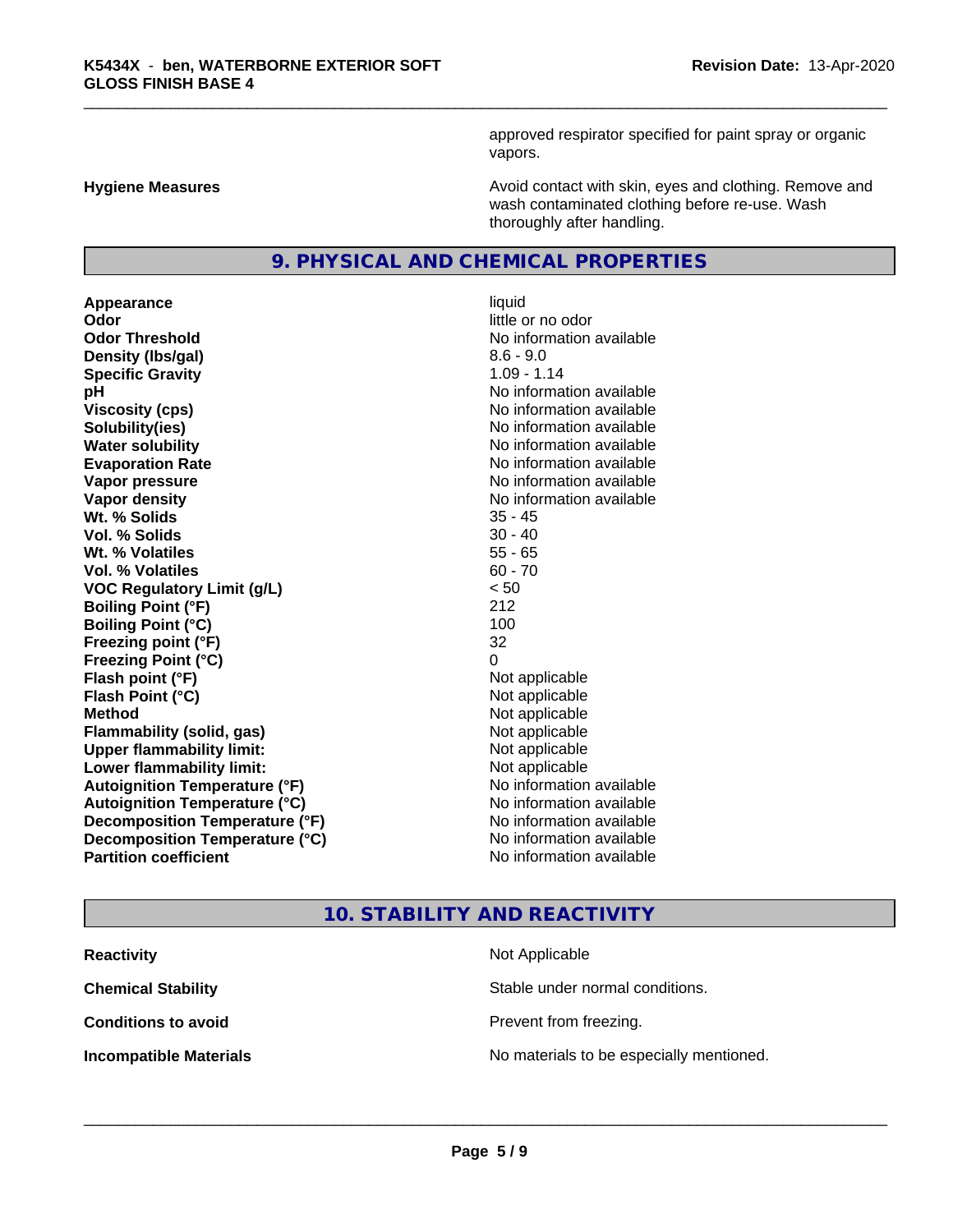approved respirator specified for paint spray or organic vapors.

**Hygiene Measures** Avoid contact with skin, eyes and clothing. Remove and wash contaminated clothing before re-use. Wash thoroughly after handling.

## 9. PHYSICAL AND CHEMICAL PROPERTIES

| Property | Value |
| --- | --- |
| **Appearance** | liquid |
| **Odor** | little or no odor |
| **Odor Threshold** | No information available |
| **Density (lbs/gal)** | 8.6 - 9.0 |
| **Specific Gravity** | 1.09 - 1.14 |
| **pH** | No information available |
| **Viscosity (cps)** | No information available |
| **Solubility(ies)** | No information available |
| **Water solubility** | No information available |
| **Evaporation Rate** | No information available |
| **Vapor pressure** | No information available |
| **Vapor density** | No information available |
| **Wt. % Solids** | 35 - 45 |
| **Vol. % Solids** | 30 - 40 |
| **Wt. % Volatiles** | 55 - 65 |
| **Vol. % Volatiles** | 60 - 70 |
| **VOC Regulatory Limit (g/L)** | < 50 |
| **Boiling Point (°F)** | 212 |
| **Boiling Point (°C)** | 100 |
| **Freezing point (°F)** | 32 |
| **Freezing Point (°C)** | 0 |
| **Flash point (°F)** | Not applicable |
| **Flash Point (°C)** | Not applicable |
| **Method** | Not applicable |
| **Flammability (solid, gas)** | Not applicable |
| **Upper flammability limit:** | Not applicable |
| **Lower flammability limit:** | Not applicable |
| **Autoignition Temperature (°F)** | No information available |
| **Autoignition Temperature (°C)** | No information available |
| **Decomposition Temperature (°F)** | No information available |
| **Decomposition Temperature (°C)** | No information available |
| **Partition coefficient** | No information available |

## 10. STABILITY AND REACTIVITY

| Property | Value |
| --- | --- |
| **Reactivity** | Not Applicable |
| **Chemical Stability** | Stable under normal conditions. |
| **Conditions to avoid** | Prevent from freezing. |
| **Incompatible Materials** | No materials to be especially mentioned. |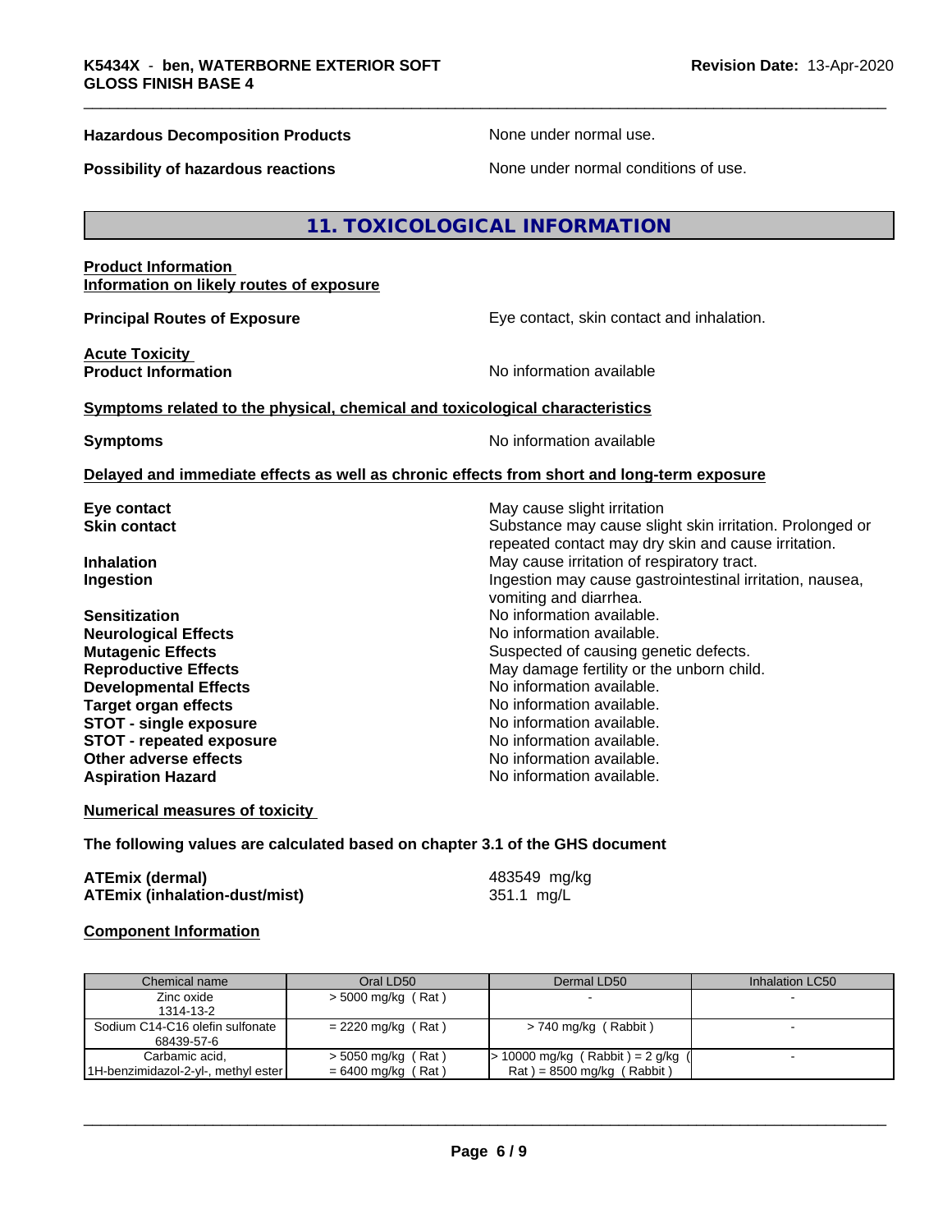**Hazardous Decomposition Products** None under normal use.

**Possibility of hazardous reactions** None under normal conditions of use.

## 11. TOXICOLOGICAL INFORMATION

**Product Information**
**Information on likely routes of exposure**

**Principal Routes of Exposure** Eye contact, skin contact and inhalation.

**Acute Toxicity**
**Product Information** No information available

**Symptoms related to the physical, chemical and toxicological characteristics**

**Symptoms** No information available

**Delayed and immediate effects as well as chronic effects from short and long-term exposure**

**Eye contact** May cause slight irritation
**Skin contact** Substance may cause slight skin irritation. Prolonged or repeated contact may dry skin and cause irritation.
**Inhalation** May cause irritation of respiratory tract.
**Ingestion** Ingestion may cause gastrointestinal irritation, nausea, vomiting and diarrhea.
**Sensitization** No information available.
**Neurological Effects** No information available.
**Mutagenic Effects** Suspected of causing genetic defects.
**Reproductive Effects** May damage fertility or the unborn child.
**Developmental Effects** No information available.
**Target organ effects** No information available.
**STOT - single exposure** No information available.
**STOT - repeated exposure** No information available.
**Other adverse effects** No information available.
**Aspiration Hazard** No information available.

**Numerical measures of toxicity**

**The following values are calculated based on chapter 3.1 of the GHS document**

**ATEmix (dermal)** 483549 mg/kg
**ATEmix (inhalation-dust/mist)** 351.1 mg/L

**Component Information**

| Chemical name | Oral LD50 | Dermal LD50 | Inhalation LC50 |
|---|---|---|---|
| Zinc oxide 1314-13-2 | > 5000 mg/kg ( Rat ) | - | - |
| Sodium C14-C16 olefin sulfonate 68439-57-6 | = 2220 mg/kg ( Rat ) | > 740 mg/kg ( Rabbit ) | - |
| Carbamic acid, 1H-benzimidazol-2-yl-, methyl ester | > 5050 mg/kg ( Rat ) = 6400 mg/kg ( Rat ) | > 10000 mg/kg ( Rabbit ) = 2 g/kg ( Rat ) = 8500 mg/kg ( Rabbit ) | - |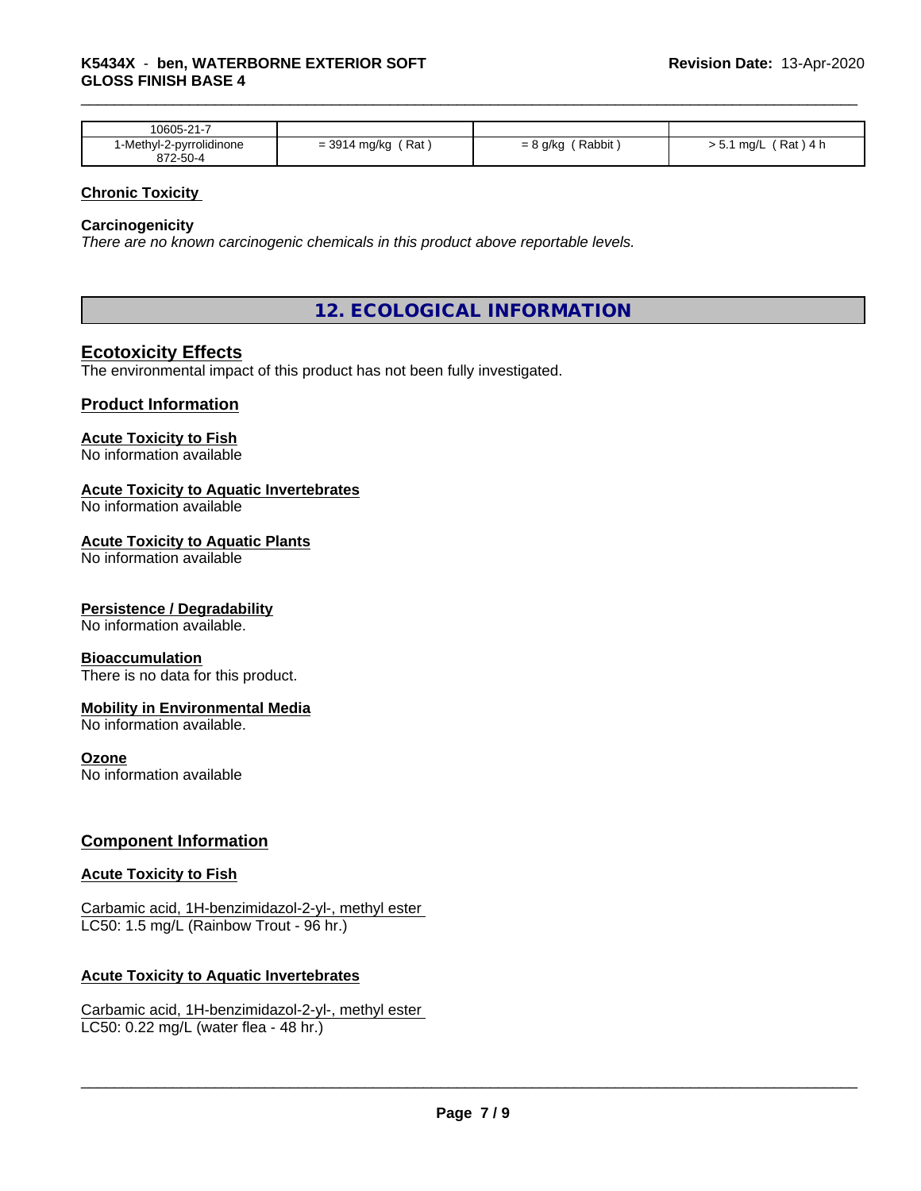| 10605-21-7 | | | |
|---|---|---|---|
| 1-Methyl-2-pyrrolidinone 872-50-4 | = 3914 mg/kg ( Rat ) | = 8 g/kg ( Rabbit ) | > 5.1 mg/L ( Rat ) 4 h |

**Chronic Toxicity**

**Carcinogenicity**

*There are no known carcinogenic chemicals in this product above reportable levels.*

## 12. ECOLOGICAL INFORMATION

### Ecotoxicity Effects

The environmental impact of this product has not been fully investigated.

### Product Information

**Acute Toxicity to Fish**

No information available

**Acute Toxicity to Aquatic Invertebrates**

No information available

**Acute Toxicity to Aquatic Plants**

No information available

**Persistence / Degradability**

No information available.

**Bioaccumulation**

There is no data for this product.

**Mobility in Environmental Media**

No information available.

**Ozone**

No information available

### Component Information

**Acute Toxicity to Fish**

Carbamic acid, 1H-benzimidazol-2-yl-, methyl ester
LC50: 1.5 mg/L (Rainbow Trout - 96 hr.)

**Acute Toxicity to Aquatic Invertebrates**

Carbamic acid, 1H-benzimidazol-2-yl-, methyl ester
LC50: 0.22 mg/L (water flea - 48 hr.)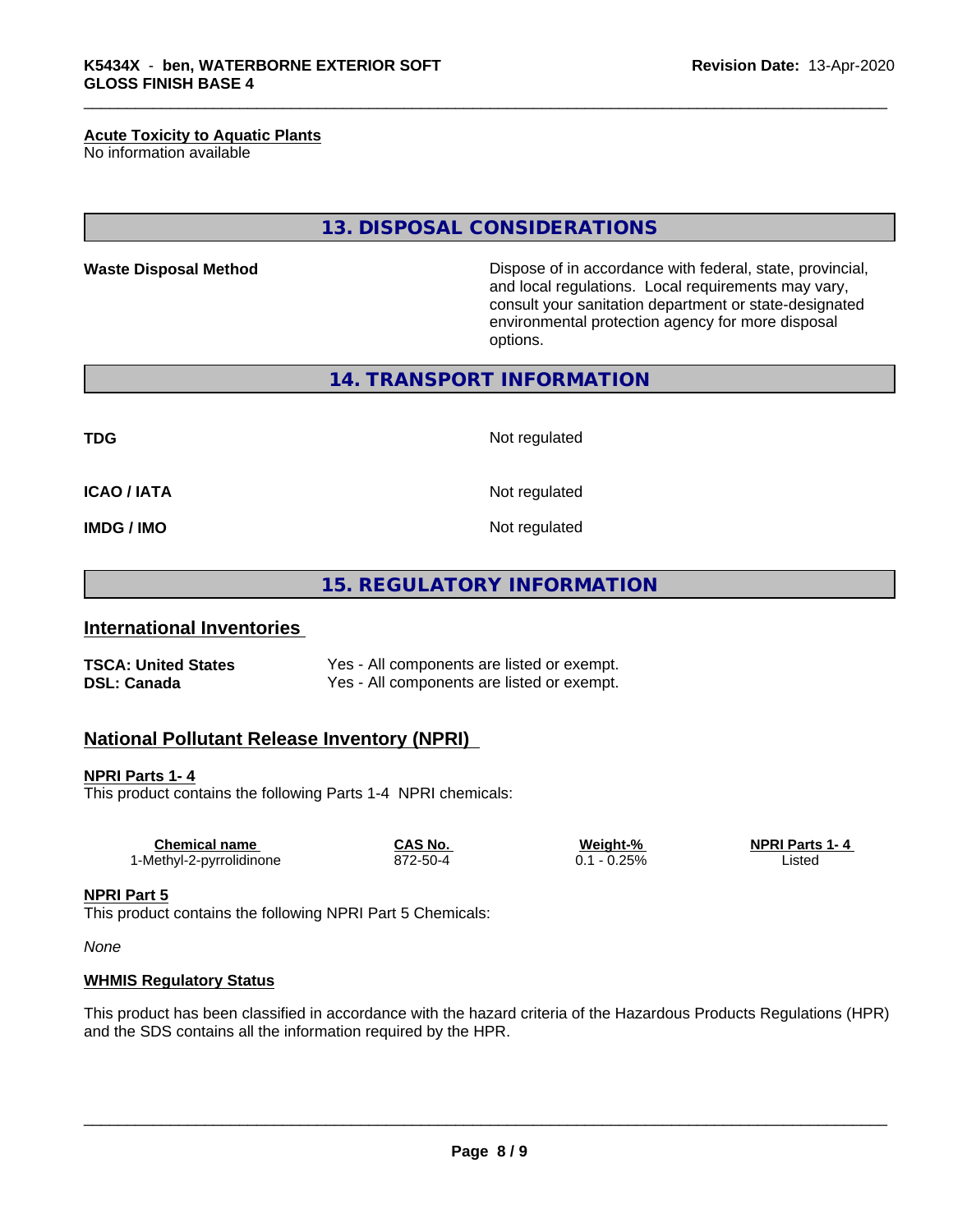**Acute Toxicity to Aquatic Plants**
No information available

## 13. DISPOSAL CONSIDERATIONS

**Waste Disposal Method** Dispose of in accordance with federal, state, provincial, and local regulations. Local requirements may vary, consult your sanitation department or state-designated environmental protection agency for more disposal options.

## 14. TRANSPORT INFORMATION

| | |
|---|---|
| **TDG** | Not regulated |
| **ICAO / IATA** | Not regulated |
| **IMDG / IMO** | Not regulated |

## 15. REGULATORY INFORMATION

### International Inventories

| | |
|---|---|
| **TSCA: United States** | Yes - All components are listed or exempt. |
| **DSL: Canada** | Yes - All components are listed or exempt. |

### National Pollutant Release Inventory (NPRI)

**NPRI Parts 1- 4**
This product contains the following Parts 1-4 NPRI chemicals:

| Chemical name | CAS No. | Weight-% | NPRI Parts 1- 4 |
|---|---|---|---|
| 1-Methyl-2-pyrrolidinone | 872-50-4 | 0.1 - 0.25% | Listed |

**NPRI Part 5**
This product contains the following NPRI Part 5 Chemicals:

*None*

**WHMIS Regulatory Status**

This product has been classified in accordance with the hazard criteria of the Hazardous Products Regulations (HPR) and the SDS contains all the information required by the HPR.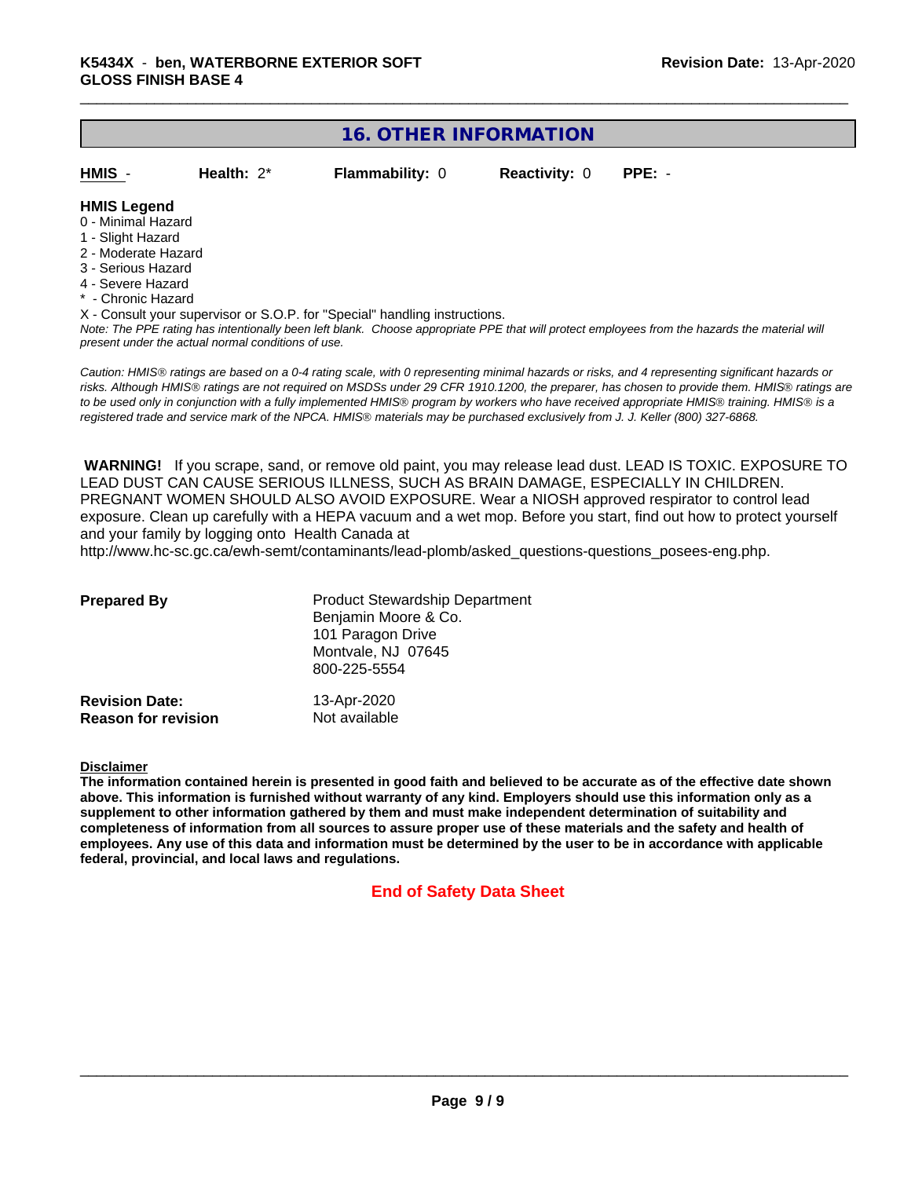## 16. OTHER INFORMATION

| HMIS - | Health: 2* | Flammability: 0 | Reactivity: 0 | PPE: - |
|---|---|---|---|---|

**HMIS Legend**
0 - Minimal Hazard
1 - Slight Hazard
2 - Moderate Hazard
3 - Serious Hazard
4 - Severe Hazard
* - Chronic Hazard
X - Consult your supervisor or S.O.P. for "Special" handling instructions.

*Note: The PPE rating has intentionally been left blank. Choose appropriate PPE that will protect employees from the hazards the material will present under the actual normal conditions of use.*

*Caution: HMIS® ratings are based on a 0-4 rating scale, with 0 representing minimal hazards or risks, and 4 representing significant hazards or risks. Although HMIS® ratings are not required on MSDSs under 29 CFR 1910.1200, the preparer, has chosen to provide them. HMIS® ratings are to be used only in conjunction with a fully implemented HMIS® program by workers who have received appropriate HMIS® training. HMIS® is a registered trade and service mark of the NPCA. HMIS® materials may be purchased exclusively from J. J. Keller (800) 327-6868.*

**WARNING!** If you scrape, sand, or remove old paint, you may release lead dust. LEAD IS TOXIC. EXPOSURE TO LEAD DUST CAN CAUSE SERIOUS ILLNESS, SUCH AS BRAIN DAMAGE, ESPECIALLY IN CHILDREN. PREGNANT WOMEN SHOULD ALSO AVOID EXPOSURE. Wear a NIOSH approved respirator to control lead exposure. Clean up carefully with a HEPA vacuum and a wet mop. Before you start, find out how to protect yourself and your family by logging onto Health Canada at http://www.hc-sc.gc.ca/ewh-semt/contaminants/lead-plomb/asked_questions-questions_posees-eng.php.

| | |
|---|---|
| **Prepared By** | Product Stewardship Department<br>Benjamin Moore & Co.<br>101 Paragon Drive<br>Montvale, NJ 07645<br>800-225-5554 |
| **Revision Date:** | 13-Apr-2020 |
| **Reason for revision** | Not available |

**Disclaimer**

**The information contained herein is presented in good faith and believed to be accurate as of the effective date shown above. This information is furnished without warranty of any kind. Employers should use this information only as a supplement to other information gathered by them and must make independent determination of suitability and completeness of information from all sources to assure proper use of these materials and the safety and health of employees. Any use of this data and information must be determined by the user to be in accordance with applicable federal, provincial, and local laws and regulations.**

**End of Safety Data Sheet**